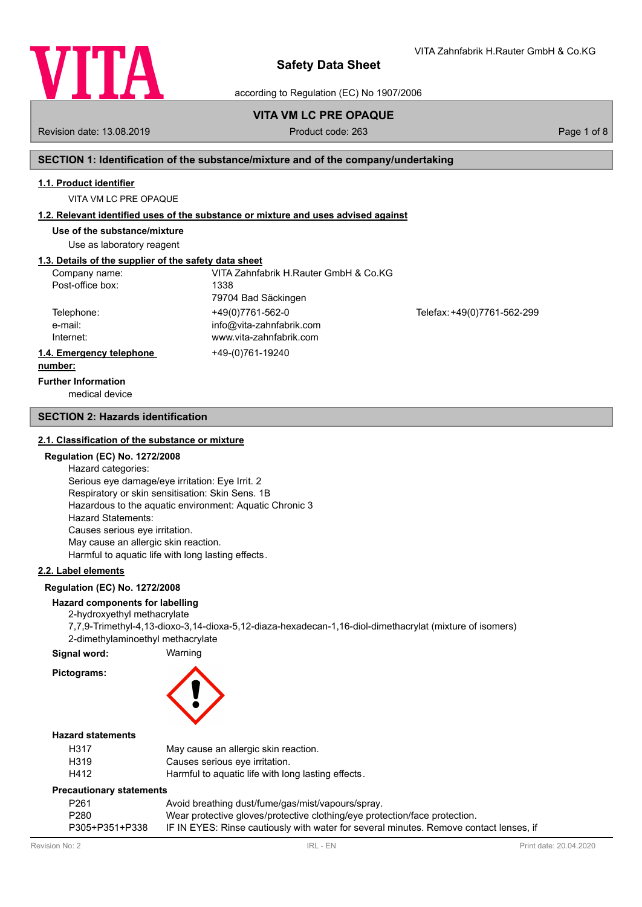# Safety Data Sheet

according to Regulation (EC) No 1907/2006

**VITA VM LC PRE OPAQUE**

Revision date: 13.08.2019 | Product code: 263

## SECTION 1: Identification of the substance/mixture and of the company/undertaking

### 1.1. Product identifier

VITA VM LC PRE OPAQUE

### 1.2. Relevant identified uses of the substance or mixture and uses advised against

**Use of the substance/mixture**

Use as laboratory reagent

### 1.3. Details of the supplier of the safety data sheet

| | | |
|---|---|---|
| Company name: | VITA Zahnfabrik H.Rauter GmbH & Co.KG | |
| Post-office box: | 1338 | |
| | 79704 Bad Säckingen | |
| Telephone: | +49(0)7761-562-0 | Telefax: +49(0)7761-562-299 |
| e-mail: | info@vita-zahnfabrik.com | |
| Internet: | www.vita-zahnfabrik.com | |

### 1.4. Emergency telephone number:

+49-(0)761-19240

**Further Information**

medical device

## SECTION 2: Hazards identification

### 2.1. Classification of the substance or mixture

**Regulation (EC) No. 1272/2008**

Hazard categories:
Serious eye damage/eye irritation: Eye Irrit. 2
Respiratory or skin sensitisation: Skin Sens. 1B
Hazardous to the aquatic environment: Aquatic Chronic 3
Hazard Statements:
Causes serious eye irritation.
May cause an allergic skin reaction.
Harmful to aquatic life with long lasting effects.

### 2.2. Label elements

**Regulation (EC) No. 1272/2008**

**Hazard components for labelling**

2-hydroxyethyl methacrylate
7,7,9-Trimethyl-4,13-dioxo-3,14-dioxa-5,12-diaza-hexadecan-1,16-diol-dimethacrylat (mixture of isomers)
2-dimethylaminoethyl methacrylate

**Signal word:** Warning

**Pictograms:**

**Hazard statements**

| | |
|---|---|
| H317 | May cause an allergic skin reaction. |
| H319 | Causes serious eye irritation. |
| H412 | Harmful to aquatic life with long lasting effects. |

**Precautionary statements**

| | |
|---|---|
| P261 | Avoid breathing dust/fume/gas/mist/vapours/spray. |
| P280 | Wear protective gloves/protective clothing/eye protection/face protection. |
| P305+P351+P338 | IF IN EYES: Rinse cautiously with water for several minutes. Remove contact lenses, if |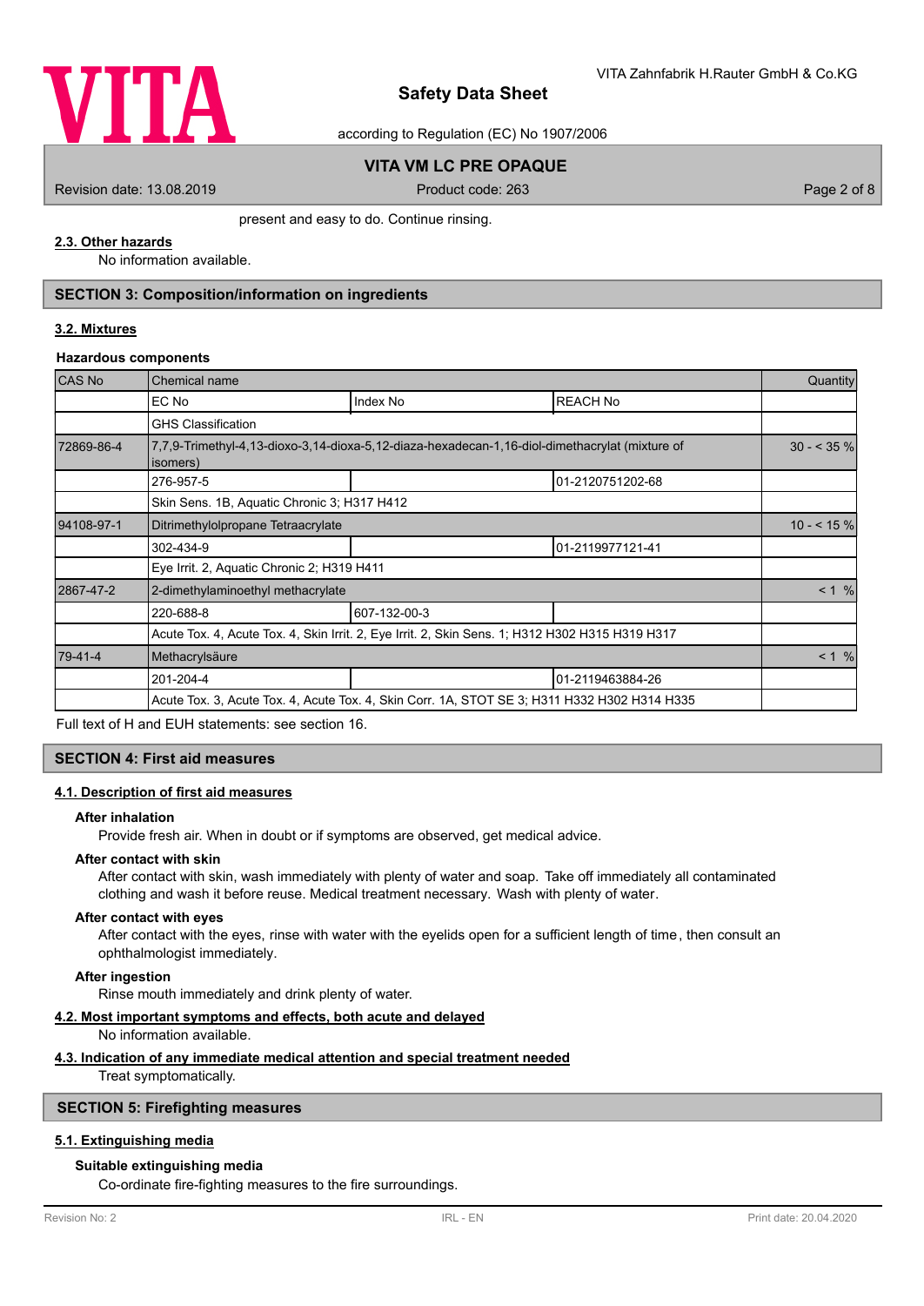present and easy to do. Continue rinsing.

**2.3. Other hazards**

No information available.

## SECTION 3: Composition/information on ingredients

**3.2. Mixtures**

**Hazardous components**

| CAS No | Chemical name | | | Quantity |
|---|---|---|---|---|
| | EC No | Index No | REACH No | |
| | GHS Classification | | | |
| 72869-86-4 | 7,7,9-Trimethyl-4,13-dioxo-3,14-dioxa-5,12-diaza-hexadecan-1,16-diol-dimethacrylat (mixture of isomers) | | | 30 - < 35 % |
| | 276-957-5 | | 01-2120751202-68 | |
| | Skin Sens. 1B, Aquatic Chronic 3; H317 H412 | | | |
| 94108-97-1 | Ditrimethylolpropane Tetraacrylate | | | 10 - < 15 % |
| | 302-434-9 | | 01-2119977121-41 | |
| | Eye Irrit. 2, Aquatic Chronic 2; H319 H411 | | | |
| 2867-47-2 | 2-dimethylaminoethyl methacrylate | | | < 1 % |
| | 220-688-8 | 607-132-00-3 | | |
| | Acute Tox. 4, Acute Tox. 4, Skin Irrit. 2, Eye Irrit. 2, Skin Sens. 1; H312 H302 H315 H319 H317 | | | |
| 79-41-4 | Methacrylsäure | | | < 1 % |
| | 201-204-4 | | 01-2119463884-26 | |
| | Acute Tox. 3, Acute Tox. 4, Acute Tox. 4, Skin Corr. 1A, STOT SE 3; H311 H332 H302 H314 H335 | | | |

Full text of H and EUH statements: see section 16.

## SECTION 4: First aid measures

**4.1. Description of first aid measures**

**After inhalation**

Provide fresh air. When in doubt or if symptoms are observed, get medical advice.

**After contact with skin**

After contact with skin, wash immediately with plenty of water and soap. Take off immediately all contaminated clothing and wash it before reuse. Medical treatment necessary. Wash with plenty of water.

**After contact with eyes**

After contact with the eyes, rinse with water with the eyelids open for a sufficient length of time, then consult an ophthalmologist immediately.

**After ingestion**

Rinse mouth immediately and drink plenty of water.

**4.2. Most important symptoms and effects, both acute and delayed**

No information available.

**4.3. Indication of any immediate medical attention and special treatment needed**

Treat symptomatically.

## SECTION 5: Firefighting measures

**5.1. Extinguishing media**

**Suitable extinguishing media**

Co-ordinate fire-fighting measures to the fire surroundings.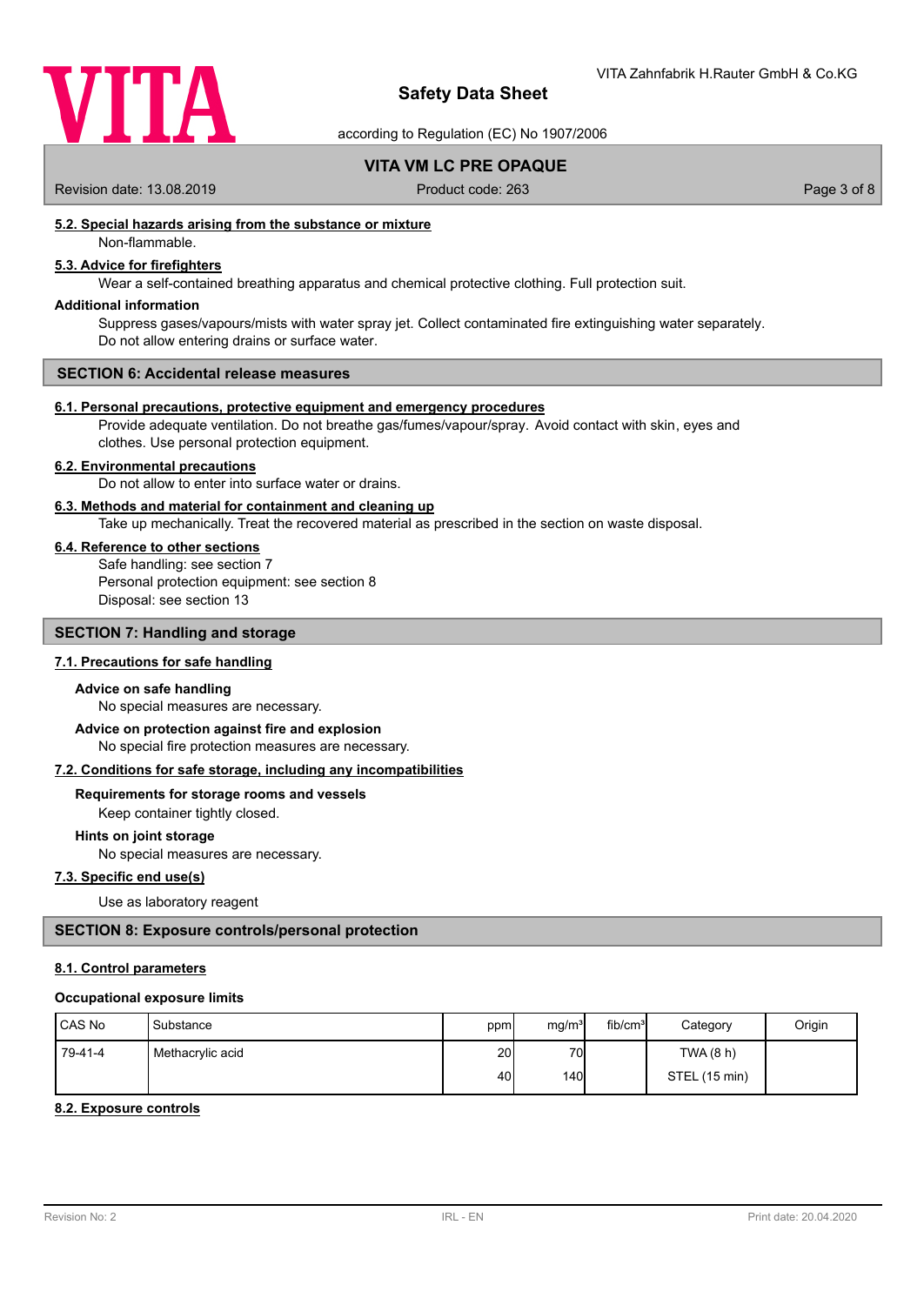### 5.2. Special hazards arising from the substance or mixture

Non-flammable.

### 5.3. Advice for firefighters

Wear a self-contained breathing apparatus and chemical protective clothing. Full protection suit.

**Additional information**

Suppress gases/vapours/mists with water spray jet. Collect contaminated fire extinguishing water separately. Do not allow entering drains or surface water.

## SECTION 6: Accidental release measures

### 6.1. Personal precautions, protective equipment and emergency procedures

Provide adequate ventilation. Do not breathe gas/fumes/vapour/spray. Avoid contact with skin, eyes and clothes. Use personal protection equipment.

### 6.2. Environmental precautions

Do not allow to enter into surface water or drains.

### 6.3. Methods and material for containment and cleaning up

Take up mechanically. Treat the recovered material as prescribed in the section on waste disposal.

### 6.4. Reference to other sections

Safe handling: see section 7
Personal protection equipment: see section 8
Disposal: see section 13

## SECTION 7: Handling and storage

### 7.1. Precautions for safe handling

**Advice on safe handling**

No special measures are necessary.

**Advice on protection against fire and explosion**

No special fire protection measures are necessary.

### 7.2. Conditions for safe storage, including any incompatibilities

**Requirements for storage rooms and vessels**

Keep container tightly closed.

**Hints on joint storage**

No special measures are necessary.

### 7.3. Specific end use(s)

Use as laboratory reagent

## SECTION 8: Exposure controls/personal protection

### 8.1. Control parameters

**Occupational exposure limits**

| CAS No | Substance | ppm | mg/m³ | fib/cm³ | Category | Origin |
|---|---|---|---|---|---|---|
| 79-41-4 | Methacrylic acid | 20 | 70 | | TWA (8 h) | |
| | | 40 | 140 | | STEL (15 min) | |

### 8.2. Exposure controls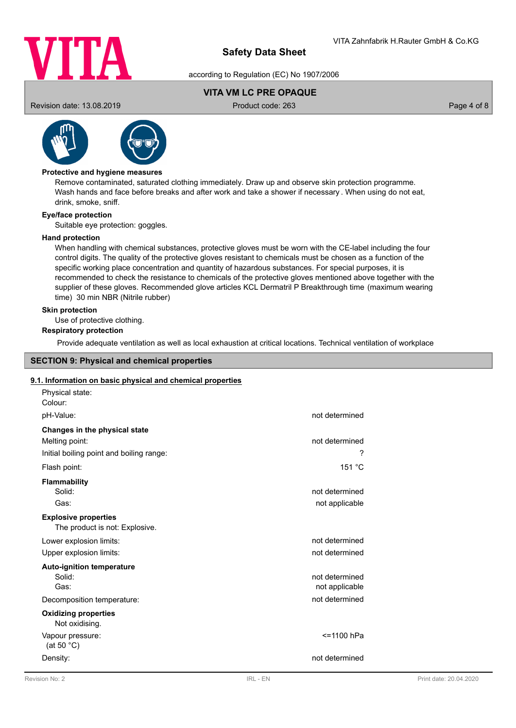**Protective and hygiene measures**

Remove contaminated, saturated clothing immediately. Draw up and observe skin protection programme. Wash hands and face before breaks and after work and take a shower if necessary . When using do not eat, drink, smoke, sniff.

**Eye/face protection**

Suitable eye protection: goggles.

**Hand protection**

When handling with chemical substances, protective gloves must be worn with the CE-label including the four control digits. The quality of the protective gloves resistant to chemicals must be chosen as a function of the specific working place concentration and quantity of hazardous substances. For special purposes, it is recommended to check the resistance to chemicals of the protective gloves mentioned above together with the supplier of these gloves. Recommended glove articles KCL Dermatril P Breakthrough time (maximum wearing time) 30 min NBR (Nitrile rubber)

**Skin protection**

Use of protective clothing.

**Respiratory protection**

Provide adequate ventilation as well as local exhaustion at critical locations. Technical ventilation of workplace

## SECTION 9: Physical and chemical properties

### 9.1. Information on basic physical and chemical properties

| | |
|---|---|
| Physical state: | |
| Colour: | |
| pH-Value: | not determined |
| **Changes in the physical state** | |
| Melting point: | not determined |
| Initial boiling point and boiling range: | ? |
| Flash point: | 151 °C |
| **Flammability** | |
| Solid: | not determined |
| Gas: | not applicable |
| **Explosive properties** | |
| The product is not: Explosive. | |
| Lower explosion limits: | not determined |
| Upper explosion limits: | not determined |
| **Auto-ignition temperature** | |
| Solid: | not determined |
| Gas: | not applicable |
| Decomposition temperature: | not determined |
| **Oxidizing properties** | |
| Not oxidising. | |
| Vapour pressure: (at 50 °C) | <=1100 hPa |
| Density: | not determined |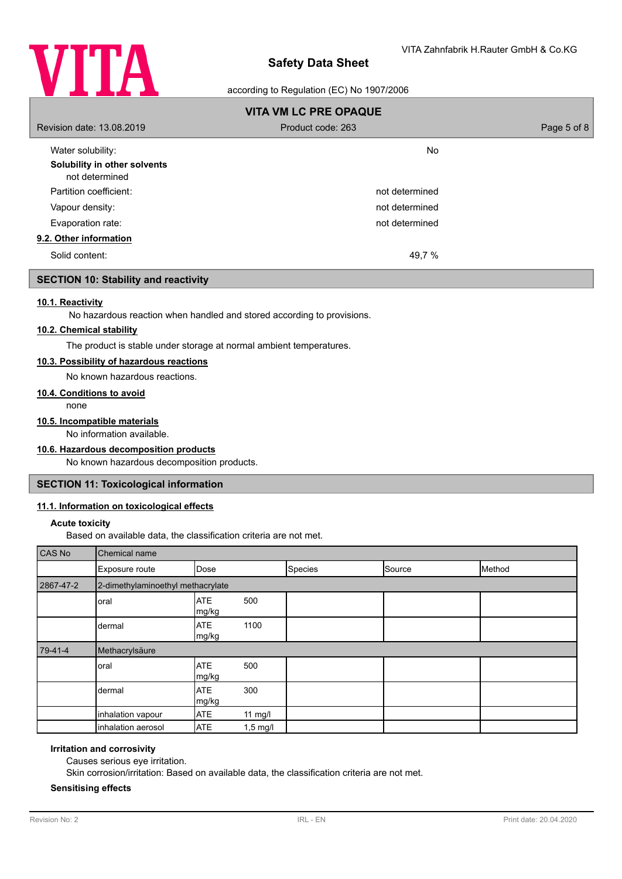Water solubility: No

**Solubility in other solvents**

not determined

Partition coefficient: not determined

Vapour density: not determined

Evaporation rate: not determined

### 9.2. Other information

Solid content: 49,7 %

## SECTION 10: Stability and reactivity

### 10.1. Reactivity

No hazardous reaction when handled and stored according to provisions.

### 10.2. Chemical stability

The product is stable under storage at normal ambient temperatures.

### 10.3. Possibility of hazardous reactions

No known hazardous reactions.

### 10.4. Conditions to avoid

none

### 10.5. Incompatible materials

No information available.

### 10.6. Hazardous decomposition products

No known hazardous decomposition products.

## SECTION 11: Toxicological information

### 11.1. Information on toxicological effects

**Acute toxicity**

Based on available data, the classification criteria are not met.

| CAS No | Chemical name | | | | |
|---|---|---|---|---|---|
| | Exposure route | Dose | Species | Source | Method |
| 2867-47-2 | 2-dimethylaminoethyl methacrylate | | | | |
| | oral | ATE 500 mg/kg | | | |
| | dermal | ATE 1100 mg/kg | | | |
| 79-41-4 | Methacrylsäure | | | | |
| | oral | ATE 500 mg/kg | | | |
| | dermal | ATE 300 mg/kg | | | |
| | inhalation vapour | ATE 11 mg/l | | | |
| | inhalation aerosol | ATE 1,5 mg/l | | | |

**Irritation and corrosivity**

Causes serious eye irritation.

Skin corrosion/irritation: Based on available data, the classification criteria are not met.

**Sensitising effects**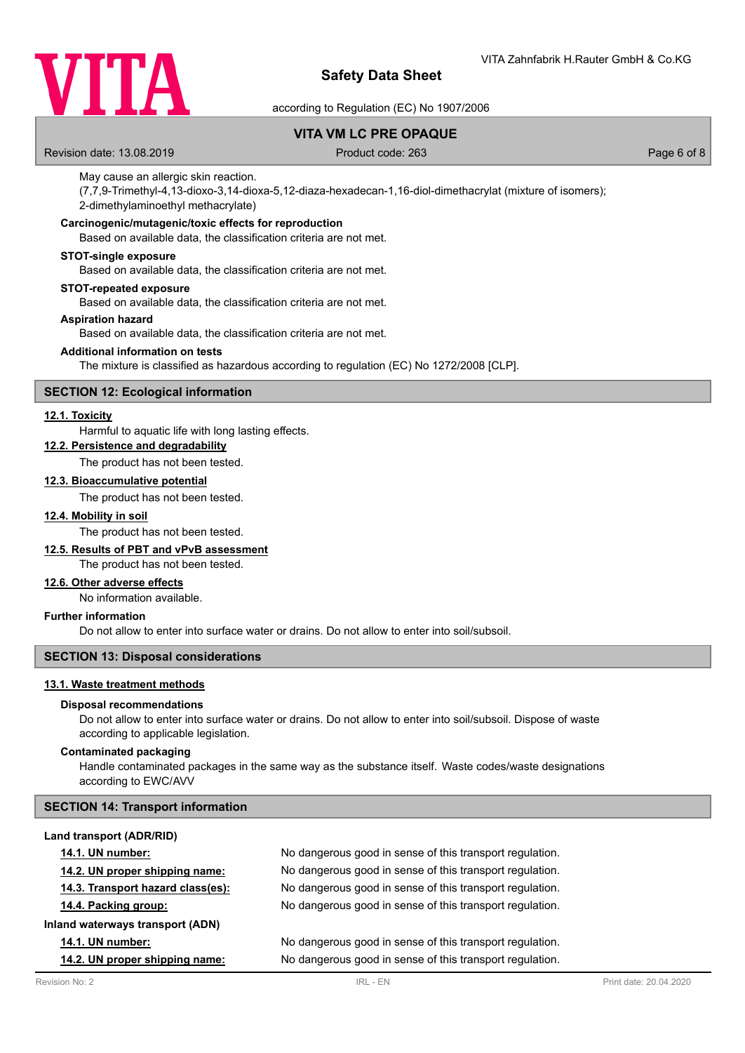May cause an allergic skin reaction.
(7,7,9-Trimethyl-4,13-dioxo-3,14-dioxa-5,12-diaza-hexadecan-1,16-diol-dimethacrylat (mixture of isomers); 2-dimethylaminoethyl methacrylate)

**Carcinogenic/mutagenic/toxic effects for reproduction**

Based on available data, the classification criteria are not met.

**STOT-single exposure**

Based on available data, the classification criteria are not met.

**STOT-repeated exposure**

Based on available data, the classification criteria are not met.

**Aspiration hazard**

Based on available data, the classification criteria are not met.

**Additional information on tests**

The mixture is classified as hazardous according to regulation (EC) No 1272/2008 [CLP].

## SECTION 12: Ecological information

### 12.1. Toxicity

Harmful to aquatic life with long lasting effects.

### 12.2. Persistence and degradability

The product has not been tested.

### 12.3. Bioaccumulative potential

The product has not been tested.

### 12.4. Mobility in soil

The product has not been tested.

### 12.5. Results of PBT and vPvB assessment

The product has not been tested.

### 12.6. Other adverse effects

No information available.

**Further information**

Do not allow to enter into surface water or drains. Do not allow to enter into soil/subsoil.

## SECTION 13: Disposal considerations

### 13.1. Waste treatment methods

**Disposal recommendations**

Do not allow to enter into surface water or drains. Do not allow to enter into soil/subsoil. Dispose of waste according to applicable legislation.

**Contaminated packaging**

Handle contaminated packages in the same way as the substance itself. Waste codes/waste designations according to EWC/AVV

## SECTION 14: Transport information

**Land transport (ADR/RID)**

| | |
|---|---|
| **14.1. UN number:** | No dangerous good in sense of this transport regulation. |
| **14.2. UN proper shipping name:** | No dangerous good in sense of this transport regulation. |
| **14.3. Transport hazard class(es):** | No dangerous good in sense of this transport regulation. |
| **14.4. Packing group:** | No dangerous good in sense of this transport regulation. |

**Inland waterways transport (ADN)**

| | |
|---|---|
| **14.1. UN number:** | No dangerous good in sense of this transport regulation. |
| **14.2. UN proper shipping name:** | No dangerous good in sense of this transport regulation. |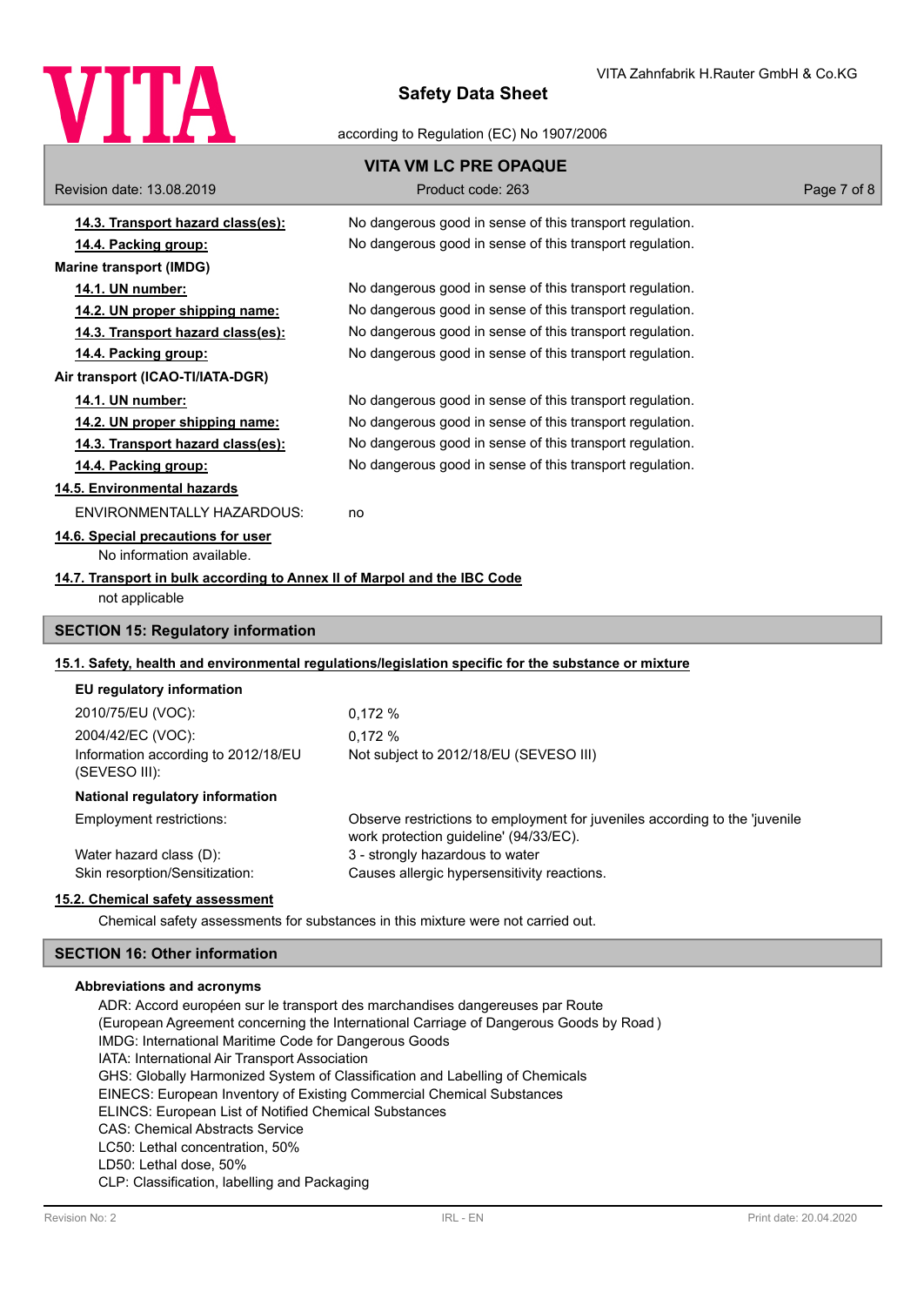| | |
|---|---|
| **14.3. Transport hazard class(es):** | No dangerous good in sense of this transport regulation. |
| **14.4. Packing group:** | No dangerous good in sense of this transport regulation. |

**Marine transport (IMDG)**

| | |
|---|---|
| **14.1. UN number:** | No dangerous good in sense of this transport regulation. |
| **14.2. UN proper shipping name:** | No dangerous good in sense of this transport regulation. |
| **14.3. Transport hazard class(es):** | No dangerous good in sense of this transport regulation. |
| **14.4. Packing group:** | No dangerous good in sense of this transport regulation. |

**Air transport (ICAO-TI/IATA-DGR)**

| | |
|---|---|
| **14.1. UN number:** | No dangerous good in sense of this transport regulation. |
| **14.2. UN proper shipping name:** | No dangerous good in sense of this transport regulation. |
| **14.3. Transport hazard class(es):** | No dangerous good in sense of this transport regulation. |
| **14.4. Packing group:** | No dangerous good in sense of this transport regulation. |

**14.5. Environmental hazards**

ENVIRONMENTALLY HAZARDOUS: no

**14.6. Special precautions for user**

No information available.

**14.7. Transport in bulk according to Annex II of Marpol and the IBC Code**

not applicable

## SECTION 15: Regulatory information

**15.1. Safety, health and environmental regulations/legislation specific for the substance or mixture**

**EU regulatory information**

| | |
|---|---|
| 2010/75/EU (VOC): | 0,172 % |
| 2004/42/EC (VOC): | 0,172 % |
| Information according to 2012/18/EU (SEVESO III): | Not subject to 2012/18/EU (SEVESO III) |

**National regulatory information**

| | |
|---|---|
| Employment restrictions: | Observe restrictions to employment for juveniles according to the 'juvenile work protection guideline' (94/33/EC). |
| Water hazard class (D): | 3 - strongly hazardous to water |
| Skin resorption/Sensitization: | Causes allergic hypersensitivity reactions. |

**15.2. Chemical safety assessment**

Chemical safety assessments for substances in this mixture were not carried out.

## SECTION 16: Other information

**Abbreviations and acronyms**

ADR: Accord européen sur le transport des marchandises dangereuses par Route
(European Agreement concerning the International Carriage of Dangerous Goods by Road )
IMDG: International Maritime Code for Dangerous Goods
IATA: International Air Transport Association
GHS: Globally Harmonized System of Classification and Labelling of Chemicals
EINECS: European Inventory of Existing Commercial Chemical Substances
ELINCS: European List of Notified Chemical Substances
CAS: Chemical Abstracts Service
LC50: Lethal concentration, 50%
LD50: Lethal dose, 50%
CLP: Classification, labelling and Packaging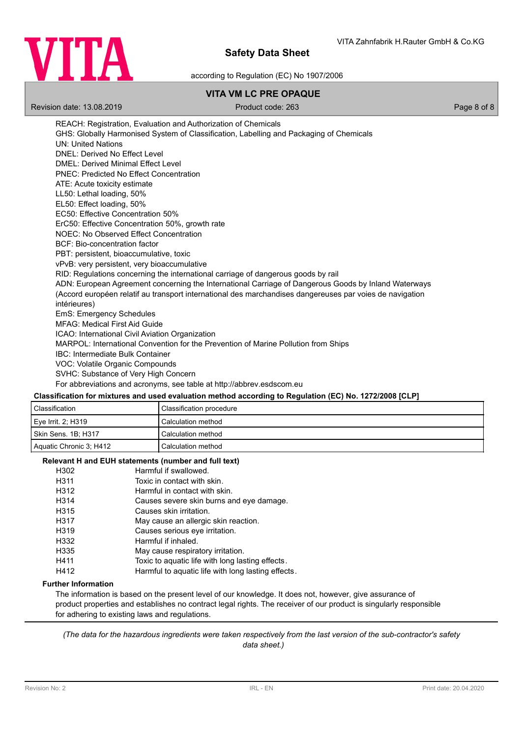REACH: Registration, Evaluation and Authorization of Chemicals
GHS: Globally Harmonised System of Classification, Labelling and Packaging of Chemicals
UN: United Nations
DNEL: Derived No Effect Level
DMEL: Derived Minimal Effect Level
PNEC: Predicted No Effect Concentration
ATE: Acute toxicity estimate
LL50: Lethal loading, 50%
EL50: Effect loading, 50%
EC50: Effective Concentration 50%
ErC50: Effective Concentration 50%, growth rate
NOEC: No Observed Effect Concentration
BCF: Bio-concentration factor
PBT: persistent, bioaccumulative, toxic
vPvB: very persistent, very bioaccumulative
RID: Regulations concerning the international carriage of dangerous goods by rail
ADN: European Agreement concerning the International Carriage of Dangerous Goods by Inland Waterways (Accord européen relatif au transport international des marchandises dangereuses par voies de navigation intérieures)
EmS: Emergency Schedules
MFAG: Medical First Aid Guide
ICAO: International Civil Aviation Organization
MARPOL: International Convention for the Prevention of Marine Pollution from Ships
IBC: Intermediate Bulk Container
VOC: Volatile Organic Compounds
SVHC: Substance of Very High Concern
For abbreviations and acronyms, see table at http://abbrev.esdscom.eu

**Classification for mixtures and used evaluation method according to Regulation (EC) No. 1272/2008 [CLP]**

| Classification | Classification procedure |
|---|---|
| Eye Irrit. 2; H319 | Calculation method |
| Skin Sens. 1B; H317 | Calculation method |
| Aquatic Chronic 3; H412 | Calculation method |

**Relevant H and EUH statements (number and full text)**

| | |
|---|---|
| H302 | Harmful if swallowed. |
| H311 | Toxic in contact with skin. |
| H312 | Harmful in contact with skin. |
| H314 | Causes severe skin burns and eye damage. |
| H315 | Causes skin irritation. |
| H317 | May cause an allergic skin reaction. |
| H319 | Causes serious eye irritation. |
| H332 | Harmful if inhaled. |
| H335 | May cause respiratory irritation. |
| H411 | Toxic to aquatic life with long lasting effects. |
| H412 | Harmful to aquatic life with long lasting effects. |

**Further Information**

The information is based on the present level of our knowledge. It does not, however, give assurance of product properties and establishes no contract legal rights. The receiver of our product is singularly responsible for adhering to existing laws and regulations.

*(The data for the hazardous ingredients were taken respectively from the last version of the sub-contractor's safety data sheet.)*